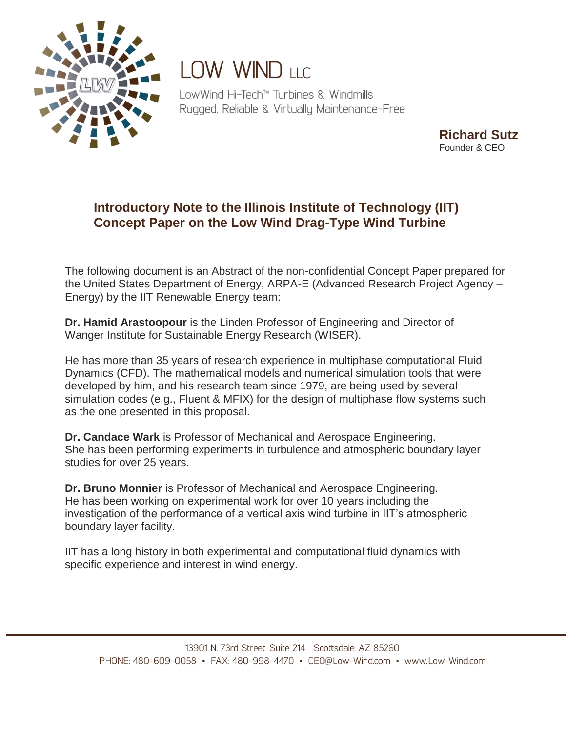# LOW WIND LLC

LowWind Hi-Tech™ Turbines & Windmills
Rugged, Reliable & Virtually Maintenance-Free

**Richard Sutz**
Founder & CEO

## Introductory Note to the Illinois Institute of Technology (IIT) Concept Paper on the Low Wind Drag-Type Wind Turbine

The following document is an Abstract of the non-confidential Concept Paper prepared for the United States Department of Energy, ARPA-E (Advanced Research Project Agency – Energy) by the IIT Renewable Energy team:

**Dr. Hamid Arastoopour** is the Linden Professor of Engineering and Director of Wanger Institute for Sustainable Energy Research (WISER).

He has more than 35 years of research experience in multiphase computational Fluid Dynamics (CFD). The mathematical models and numerical simulation tools that were developed by him, and his research team since 1979, are being used by several simulation codes (e.g., Fluent & MFIX) for the design of multiphase flow systems such as the one presented in this proposal.

**Dr. Candace Wark** is Professor of Mechanical and Aerospace Engineering. She has been performing experiments in turbulence and atmospheric boundary layer studies for over 25 years.

**Dr. Bruno Monnier** is Professor of Mechanical and Aerospace Engineering. He has been working on experimental work for over 10 years including the investigation of the performance of a vertical axis wind turbine in IIT's atmospheric boundary layer facility.

IIT has a long history in both experimental and computational fluid dynamics with specific experience and interest in wind energy.

13901 N. 73rd Street, Suite 214 Scottsdale, AZ 85260
PHONE: 480-609-0058 • FAX: 480-998-4470 • CEO@Low-Wind.com • www.Low-Wind.com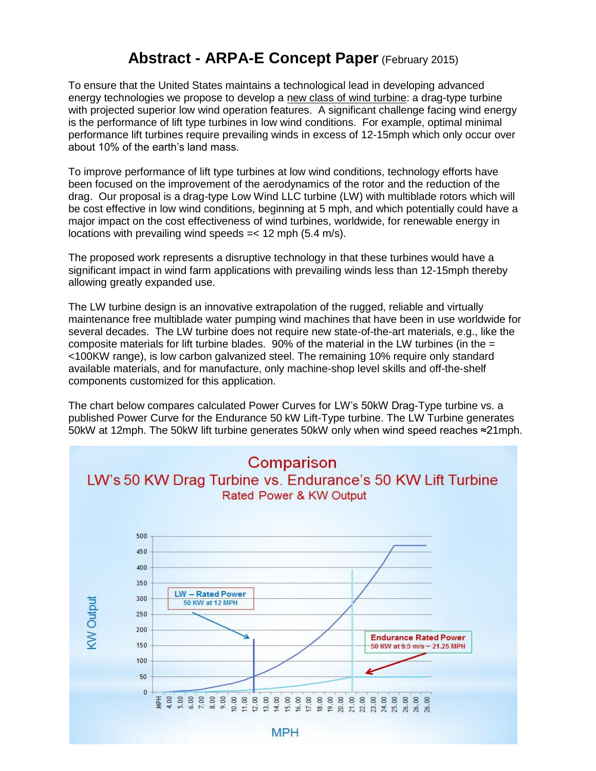# Abstract - ARPA-E Concept Paper (February 2015)

To ensure that the United States maintains a technological lead in developing advanced energy technologies we propose to develop a new class of wind turbine: a drag-type turbine with projected superior low wind operation features. A significant challenge facing wind energy is the performance of lift type turbines in low wind conditions. For example, optimal minimal performance lift turbines require prevailing winds in excess of 12-15mph which only occur over about 10% of the earth's land mass.

To improve performance of lift type turbines at low wind conditions, technology efforts have been focused on the improvement of the aerodynamics of the rotor and the reduction of the drag. Our proposal is a drag-type Low Wind LLC turbine (LW) with multiblade rotors which will be cost effective in low wind conditions, beginning at 5 mph, and which potentially could have a major impact on the cost effectiveness of wind turbines, worldwide, for renewable energy in locations with prevailing wind speeds =< 12 mph (5.4 m/s).

The proposed work represents a disruptive technology in that these turbines would have a significant impact in wind farm applications with prevailing winds less than 12-15mph thereby allowing greatly expanded use.

The LW turbine design is an innovative extrapolation of the rugged, reliable and virtually maintenance free multiblade water pumping wind machines that have been in use worldwide for several decades. The LW turbine does not require new state-of-the-art materials, e.g., like the composite materials for lift turbine blades. 90% of the material in the LW turbines (in the = <100KW range), is low carbon galvanized steel. The remaining 10% require only standard available materials, and for manufacture, only machine-shop level skills and off-the-shelf components customized for this application.

The chart below compares calculated Power Curves for LW's 50kW Drag-Type turbine vs. a published Power Curve for the Endurance 50 kW Lift-Type turbine. The LW Turbine generates 50kW at 12mph. The 50kW lift turbine generates 50kW only when wind speed reaches ≈21mph.

**Comparison**
**LW's 50 KW Drag Turbine vs. Endurance's 50 KW Lift Turbine**
Rated Power & KW Output

LW – Rated Power: 50 KW at 12 MPH

Endurance Rated Power: 50 KW at 9.5 m/s ~ 21.25 MPH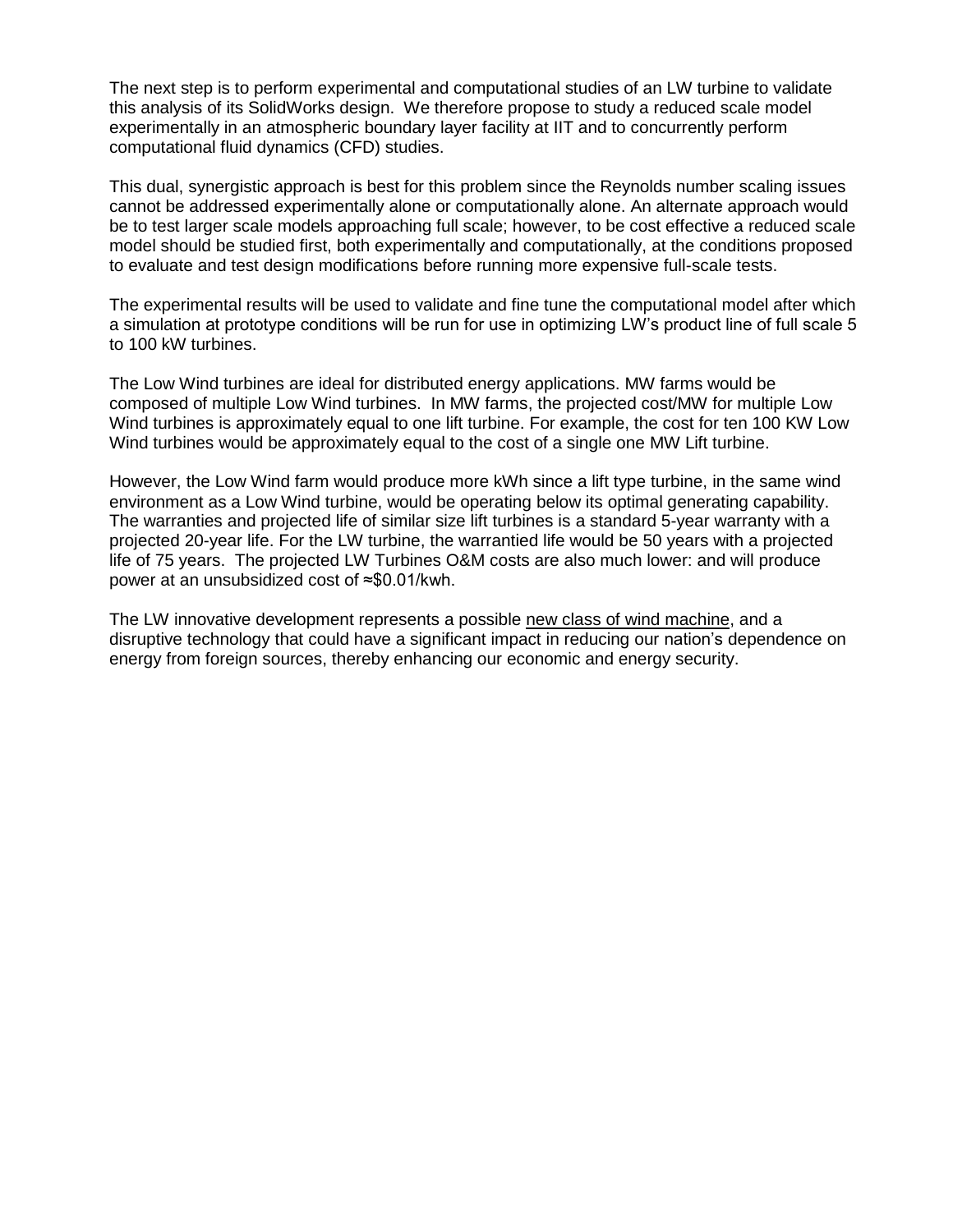The next step is to perform experimental and computational studies of an LW turbine to validate this analysis of its SolidWorks design. We therefore propose to study a reduced scale model experimentally in an atmospheric boundary layer facility at IIT and to concurrently perform computational fluid dynamics (CFD) studies.

This dual, synergistic approach is best for this problem since the Reynolds number scaling issues cannot be addressed experimentally alone or computationally alone. An alternate approach would be to test larger scale models approaching full scale; however, to be cost effective a reduced scale model should be studied first, both experimentally and computationally, at the conditions proposed to evaluate and test design modifications before running more expensive full-scale tests.

The experimental results will be used to validate and fine tune the computational model after which a simulation at prototype conditions will be run for use in optimizing LW's product line of full scale 5 to 100 kW turbines.

The Low Wind turbines are ideal for distributed energy applications. MW farms would be composed of multiple Low Wind turbines. In MW farms, the projected cost/MW for multiple Low Wind turbines is approximately equal to one lift turbine. For example, the cost for ten 100 KW Low Wind turbines would be approximately equal to the cost of a single one MW Lift turbine.

However, the Low Wind farm would produce more kWh since a lift type turbine, in the same wind environment as a Low Wind turbine, would be operating below its optimal generating capability. The warranties and projected life of similar size lift turbines is a standard 5-year warranty with a projected 20-year life. For the LW turbine, the warrantied life would be 50 years with a projected life of 75 years. The projected LW Turbines O&M costs are also much lower: and will produce power at an unsubsidized cost of ≈$0.01/kwh.

The LW innovative development represents a possible new class of wind machine, and a disruptive technology that could have a significant impact in reducing our nation's dependence on energy from foreign sources, thereby enhancing our economic and energy security.